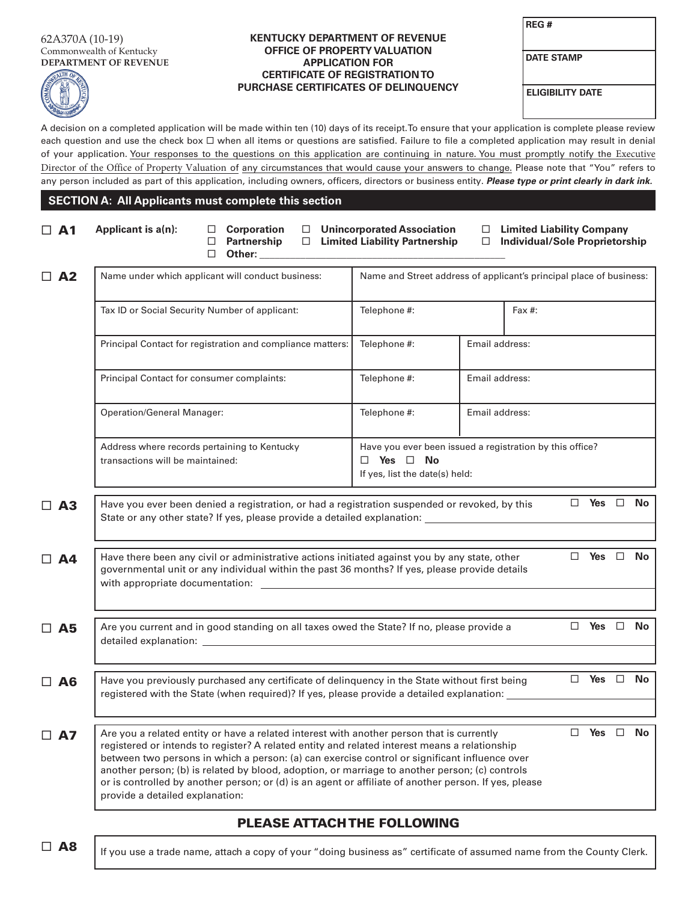62A370A (10-19)
Commonwealth of Kentucky
**DEPARTMENT OF REVENUE**

**KENTUCKY DEPARTMENT OF REVENUE**
**OFFICE OF PROPERTY VALUATION**
**APPLICATION FOR**
**CERTIFICATE OF REGISTRATION TO**
**PURCHASE CERTIFICATES OF DELINQUENCY**

| **REG #** |
| --- |
| **DATE STAMP** |
| **ELIGIBILITY DATE** |

A decision on a completed application will be made within ten (10) days of its receipt. To ensure that your application is complete please review each question and use the check box ☐ when all items or questions are satisfied. Failure to file a completed application may result in denial of your application. Your responses to the questions on this application are continuing in nature. You must promptly notify the Executive Director of the Office of Property Valuation of any circumstances that would cause your answers to change. Please note that "You" refers to any person included as part of this application, including owners, officers, directors or business entity. ***Please type or print clearly in dark ink.***

## SECTION A: All Applicants must complete this section

☐ **A1** **Applicant is a(n):** ☐ **Corporation** ☐ **Unincorporated Association** ☐ **Limited Liability Company** ☐ **Partnership** ☐ **Limited Liability Partnership** ☐ **Individual/Sole Proprietorship** ☐ **Other:** ____________________

☐ **A2**

| Name under which applicant will conduct business: | Name and Street address of applicant's principal place of business: | |
| --- | --- | --- |
| Tax ID or Social Security Number of applicant: | Telephone #: | Fax #: |
| Principal Contact for registration and compliance matters: | Telephone #: | Email address: |
| Principal Contact for consumer complaints: | Telephone #: | Email address: |
| Operation/General Manager: | Telephone #: | Email address: |
| Address where records pertaining to Kentucky transactions will be maintained: | Have you ever been issued a registration by this office? ☐ **Yes** ☐ **No** If yes, list the date(s) held: | |

☐ **A3** Have you ever been denied a registration, or had a registration suspended or revoked, by this State or any other state? If yes, please provide a detailed explanation: ____________________ ☐ **Yes** ☐ **No**

☐ **A4** Have there been any civil or administrative actions initiated against you by any state, other governmental unit or any individual within the past 36 months? If yes, please provide details with appropriate documentation: ____________________ ☐ **Yes** ☐ **No**

☐ **A5** Are you current and in good standing on all taxes owed the State? If no, please provide a detailed explanation: ____________________ ☐ **Yes** ☐ **No**

☐ **A6** Have you previously purchased any certificate of delinquency in the State without first being registered with the State (when required)? If yes, please provide a detailed explanation: ____________________ ☐ **Yes** ☐ **No**

☐ **A7** Are you a related entity or have a related interest with another person that is currently registered or intends to register? A related entity and related interest means a relationship between two persons in which a person: (a) can exercise control or significant influence over another person; (b) is related by blood, adoption, or marriage to another person; (c) controls or is controlled by another person; or (d) is an agent or affiliate of another person. If yes, please provide a detailed explanation: ☐ **Yes** ☐ **No**

## PLEASE ATTACH THE FOLLOWING

☐ **A8** If you use a trade name, attach a copy of your "doing business as" certificate of assumed name from the County Clerk.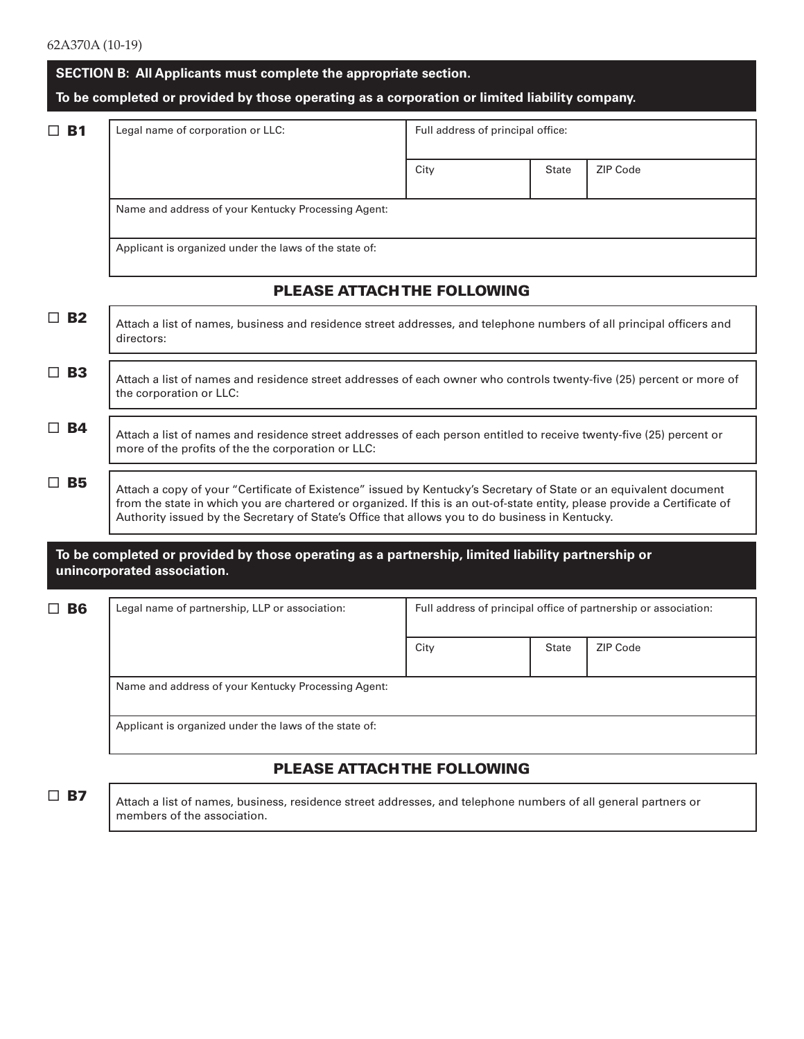62A370A (10-19)

**SECTION B: All Applicants must complete the appropriate section.**

**To be completed or provided by those operating as a corporation or limited liability company.**

☐ **B1**

| Legal name of corporation or LLC: | Full address of principal office: | | |
|---|---|---|---|
| | City | State | ZIP Code |
| Name and address of your Kentucky Processing Agent: | | | |
| Applicant is organized under the laws of the state of: | | | |

## PLEASE ATTACH THE FOLLOWING

☐ **B2** Attach a list of names, business and residence street addresses, and telephone numbers of all principal officers and directors:

☐ **B3** Attach a list of names and residence street addresses of each owner who controls twenty-five (25) percent or more of the corporation or LLC:

☐ **B4** Attach a list of names and residence street addresses of each person entitled to receive twenty-five (25) percent or more of the profits of the the corporation or LLC:

☐ **B5** Attach a copy of your "Certificate of Existence" issued by Kentucky's Secretary of State or an equivalent document from the state in which you are chartered or organized. If this is an out-of-state entity, please provide a Certificate of Authority issued by the Secretary of State's Office that allows you to do business in Kentucky.

**To be completed or provided by those operating as a partnership, limited liability partnership or unincorporated association.**

☐ **B6**

| Legal name of partnership, LLP or association: | Full address of principal office of partnership or association: | | |
|---|---|---|---|
| | City | State | ZIP Code |
| Name and address of your Kentucky Processing Agent: | | | |
| Applicant is organized under the laws of the state of: | | | |

## PLEASE ATTACH THE FOLLOWING

☐ **B7** Attach a list of names, business, residence street addresses, and telephone numbers of all general partners or members of the association.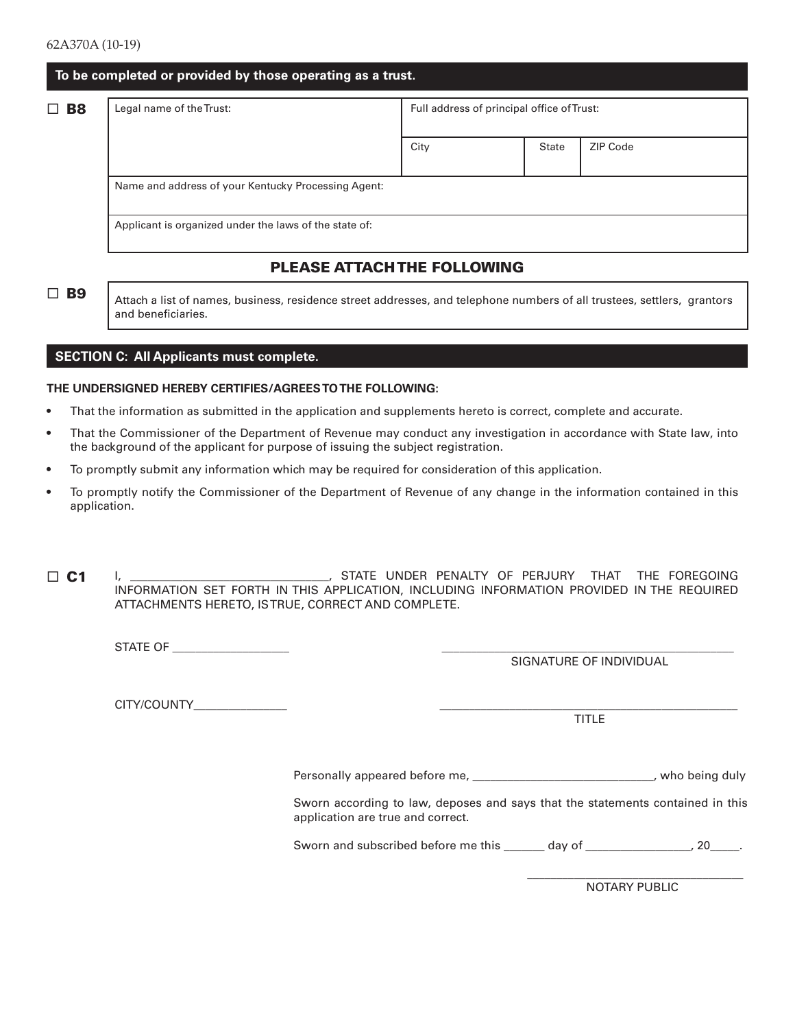62A370A (10-19)

**To be completed or provided by those operating as a trust.**

☐ **B8**

| Legal name of the Trust: | Full address of principal office of Trust: | | |
|---|---|---|---|
| | City | State | ZIP Code |
| Name and address of your Kentucky Processing Agent: | | | |
| Applicant is organized under the laws of the state of: | | | |

## PLEASE ATTACH THE FOLLOWING

☐ **B9** Attach a list of names, business, residence street addresses, and telephone numbers of all trustees, settlers, grantors and beneficiaries.

## SECTION C: All Applicants must complete.

**THE UNDERSIGNED HEREBY CERTIFIES/AGREES TO THE FOLLOWING:**

- That the information as submitted in the application and supplements hereto is correct, complete and accurate.
- That the Commissioner of the Department of Revenue may conduct any investigation in accordance with State law, into the background of the applicant for purpose of issuing the subject registration.
- To promptly submit any information which may be required for consideration of this application.
- To promptly notify the Commissioner of the Department of Revenue of any change in the information contained in this application.

☐ **C1** I, _______________________________, STATE UNDER PENALTY OF PERJURY THAT THE FOREGOING INFORMATION SET FORTH IN THIS APPLICATION, INCLUDING INFORMATION PROVIDED IN THE REQUIRED ATTACHMENTS HERETO, IS TRUE, CORRECT AND COMPLETE.

STATE OF __________________

_________________________________________________
SIGNATURE OF INDIVIDUAL

CITY/COUNTY_______________

_________________________________________________
TITLE

Personally appeared before me, ______________________________, who being duly

Sworn according to law, deposes and says that the statements contained in this application are true and correct.

Sworn and subscribed before me this _______ day of _________________, 20_____.

____________________________________
NOTARY PUBLIC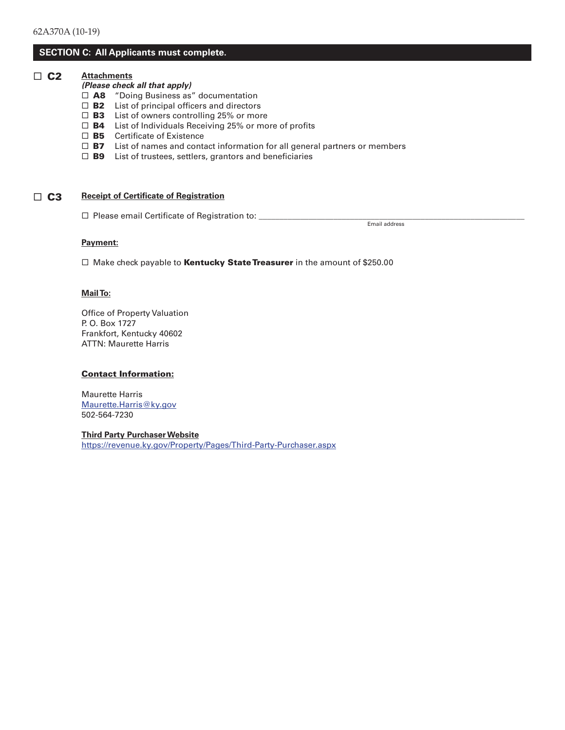62A370A (10-19)

## SECTION C: All Applicants must complete.

☐ **C2** **Attachments**

***(Please check all that apply)***

- ☐ **A8** “Doing Business as” documentation
- ☐ **B2** List of principal officers and directors
- ☐ **B3** List of owners controlling 25% or more
- ☐ **B4** List of Individuals Receiving 25% or more of profits
- ☐ **B5** Certificate of Existence
- ☐ **B7** List of names and contact information for all general partners or members
- ☐ **B9** List of trustees, settlers, grantors and beneficiaries

☐ **C3** **Receipt of Certificate of Registration**

☐ Please email Certificate of Registration to: ______________________________
Email address

**Payment:**

☐ Make check payable to **Kentucky State Treasurer** in the amount of $250.00

**Mail To:**

Office of Property Valuation
P. O. Box 1727
Frankfort, Kentucky 40602
ATTN: Maurette Harris

**Contact Information:**

Maurette Harris
Maurette.Harris@ky.gov
502-564-7230

**Third Party Purchaser Website**
https://revenue.ky.gov/Property/Pages/Third-Party-Purchaser.aspx